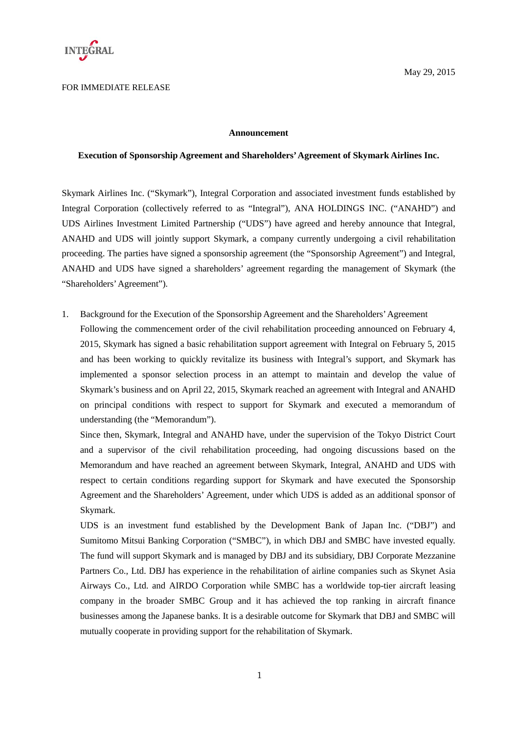INTEGRAL

May 29, 2015

FOR IMMEDIATE RELEASE

**Announcement**

**Execution of Sponsorship Agreement and Shareholders' Agreement of Skymark Airlines Inc.**

Skymark Airlines Inc. ("Skymark"), Integral Corporation and associated investment funds established by Integral Corporation (collectively referred to as "Integral"), ANA HOLDINGS INC. ("ANAHD") and UDS Airlines Investment Limited Partnership ("UDS") have agreed and hereby announce that Integral, ANAHD and UDS will jointly support Skymark, a company currently undergoing a civil rehabilitation proceeding. The parties have signed a sponsorship agreement (the "Sponsorship Agreement") and Integral, ANAHD and UDS have signed a shareholders' agreement regarding the management of Skymark (the "Shareholders' Agreement").

1. Background for the Execution of the Sponsorship Agreement and the Shareholders' Agreement

   Following the commencement order of the civil rehabilitation proceeding announced on February 4, 2015, Skymark has signed a basic rehabilitation support agreement with Integral on February 5, 2015 and has been working to quickly revitalize its business with Integral's support, and Skymark has implemented a sponsor selection process in an attempt to maintain and develop the value of Skymark's business and on April 22, 2015, Skymark reached an agreement with Integral and ANAHD on principal conditions with respect to support for Skymark and executed a memorandum of understanding (the "Memorandum").

   Since then, Skymark, Integral and ANAHD have, under the supervision of the Tokyo District Court and a supervisor of the civil rehabilitation proceeding, had ongoing discussions based on the Memorandum and have reached an agreement between Skymark, Integral, ANAHD and UDS with respect to certain conditions regarding support for Skymark and have executed the Sponsorship Agreement and the Shareholders' Agreement, under which UDS is added as an additional sponsor of Skymark.

   UDS is an investment fund established by the Development Bank of Japan Inc. ("DBJ") and Sumitomo Mitsui Banking Corporation ("SMBC"), in which DBJ and SMBC have invested equally. The fund will support Skymark and is managed by DBJ and its subsidiary, DBJ Corporate Mezzanine Partners Co., Ltd. DBJ has experience in the rehabilitation of airline companies such as Skynet Asia Airways Co., Ltd. and AIRDO Corporation while SMBC has a worldwide top-tier aircraft leasing company in the broader SMBC Group and it has achieved the top ranking in aircraft finance businesses among the Japanese banks. It is a desirable outcome for Skymark that DBJ and SMBC will mutually cooperate in providing support for the rehabilitation of Skymark.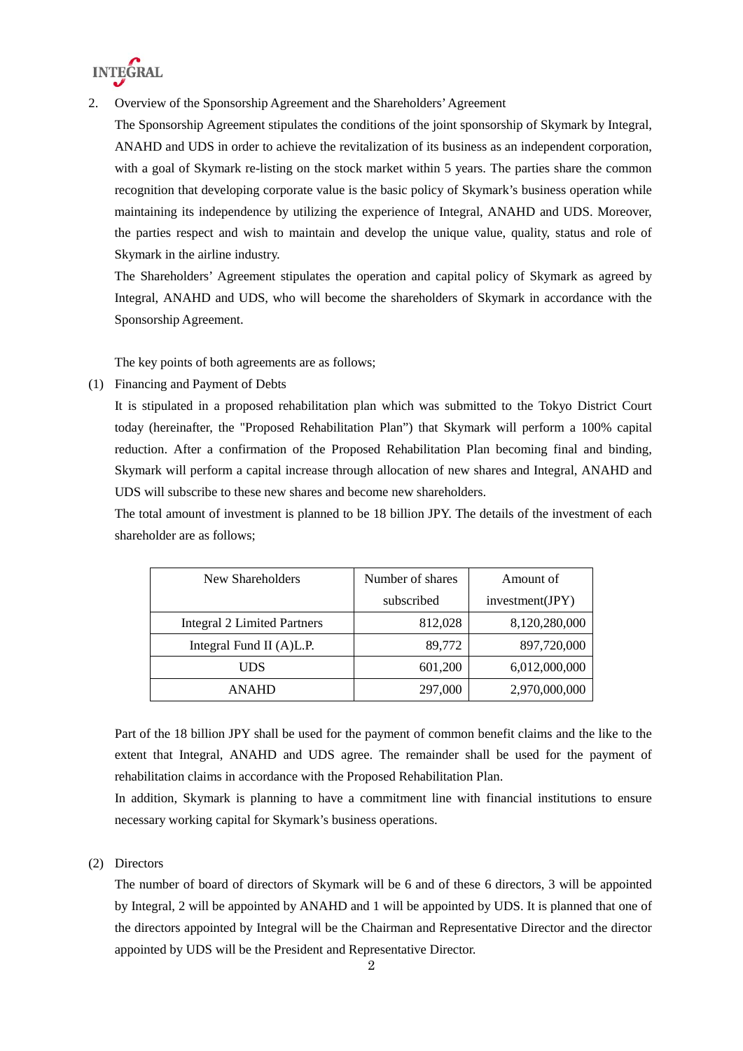2. Overview of the Sponsorship Agreement and the Shareholders' Agreement

The Sponsorship Agreement stipulates the conditions of the joint sponsorship of Skymark by Integral, ANAHD and UDS in order to achieve the revitalization of its business as an independent corporation, with a goal of Skymark re-listing on the stock market within 5 years. The parties share the common recognition that developing corporate value is the basic policy of Skymark's business operation while maintaining its independence by utilizing the experience of Integral, ANAHD and UDS. Moreover, the parties respect and wish to maintain and develop the unique value, quality, status and role of Skymark in the airline industry.

The Shareholders' Agreement stipulates the operation and capital policy of Skymark as agreed by Integral, ANAHD and UDS, who will become the shareholders of Skymark in accordance with the Sponsorship Agreement.

The key points of both agreements are as follows;

(1) Financing and Payment of Debts

It is stipulated in a proposed rehabilitation plan which was submitted to the Tokyo District Court today (hereinafter, the "Proposed Rehabilitation Plan") that Skymark will perform a 100% capital reduction. After a confirmation of the Proposed Rehabilitation Plan becoming final and binding, Skymark will perform a capital increase through allocation of new shares and Integral, ANAHD and UDS will subscribe to these new shares and become new shareholders.

The total amount of investment is planned to be 18 billion JPY. The details of the investment of each shareholder are as follows;

| New Shareholders | Number of shares subscribed | Amount of investment(JPY) |
| --- | --- | --- |
| Integral 2 Limited Partners | 812,028 | 8,120,280,000 |
| Integral Fund II (A)L.P. | 89,772 | 897,720,000 |
| UDS | 601,200 | 6,012,000,000 |
| ANAHD | 297,000 | 2,970,000,000 |

Part of the 18 billion JPY shall be used for the payment of common benefit claims and the like to the extent that Integral, ANAHD and UDS agree. The remainder shall be used for the payment of rehabilitation claims in accordance with the Proposed Rehabilitation Plan.

In addition, Skymark is planning to have a commitment line with financial institutions to ensure necessary working capital for Skymark's business operations.

(2) Directors

The number of board of directors of Skymark will be 6 and of these 6 directors, 3 will be appointed by Integral, 2 will be appointed by ANAHD and 1 will be appointed by UDS. It is planned that one of the directors appointed by Integral will be the Chairman and Representative Director and the director appointed by UDS will be the President and Representative Director.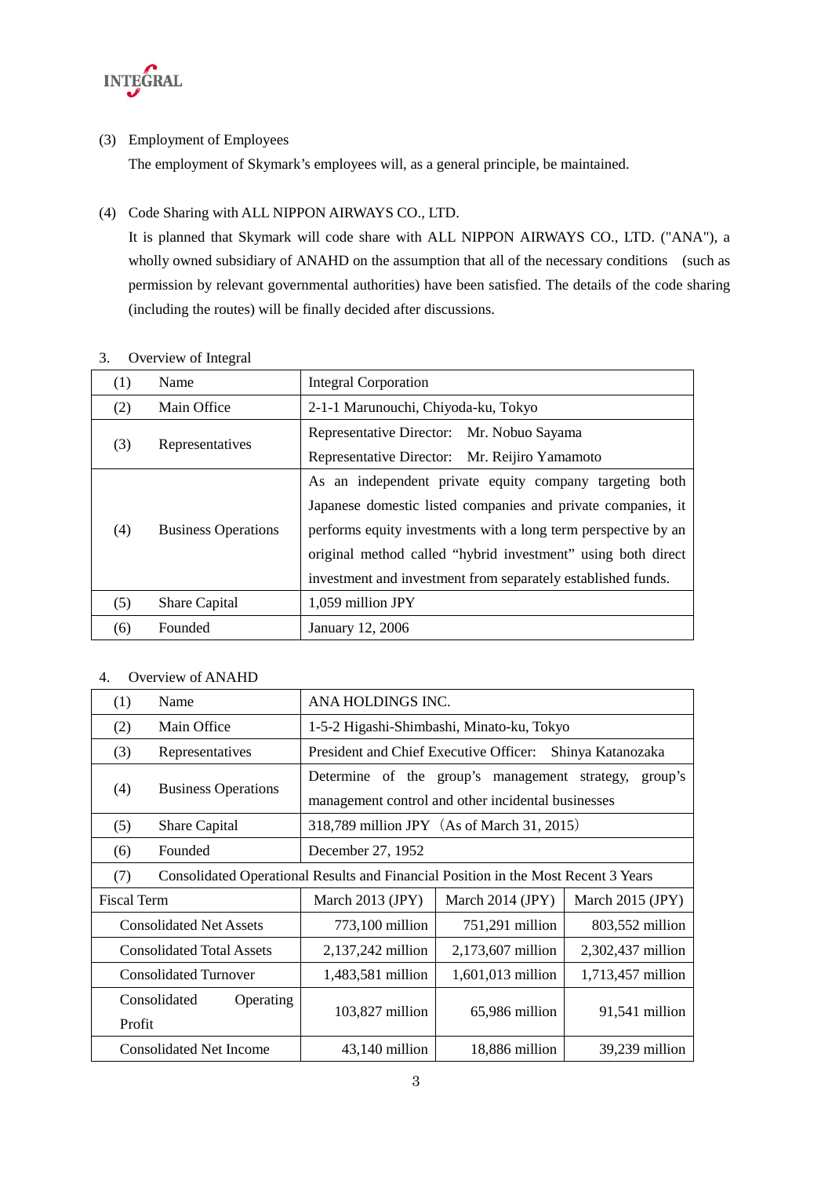(3) Employment of Employees

The employment of Skymark's employees will, as a general principle, be maintained.

(4) Code Sharing with ALL NIPPON AIRWAYS CO., LTD.

It is planned that Skymark will code share with ALL NIPPON AIRWAYS CO., LTD. ("ANA"), a wholly owned subsidiary of ANAHD on the assumption that all of the necessary conditions (such as permission by relevant governmental authorities) have been satisfied. The details of the code sharing (including the routes) will be finally decided after discussions.

3. Overview of Integral

| | | |
|---|---|---|
| (1) | Name | Integral Corporation |
| (2) | Main Office | 2-1-1 Marunouchi, Chiyoda-ku, Tokyo |
| (3) | Representatives | Representative Director: Mr. Nobuo Sayama<br>Representative Director: Mr. Reijiro Yamamoto |
| (4) | Business Operations | As an independent private equity company targeting both Japanese domestic listed companies and private companies, it performs equity investments with a long term perspective by an original method called "hybrid investment" using both direct investment and investment from separately established funds. |
| (5) | Share Capital | 1,059 million JPY |
| (6) | Founded | January 12, 2006 |

4. Overview of ANAHD

| | | | | |
|---|---|---|---|---|
| (1) | Name | ANA HOLDINGS INC. | | |
| (2) | Main Office | 1-5-2 Higashi-Shimbashi, Minato-ku, Tokyo | | |
| (3) | Representatives | President and Chief Executive Officer: Shinya Katanozaka | | |
| (4) | Business Operations | Determine of the group's management strategy, group's management control and other incidental businesses | | |
| (5) | Share Capital | 318,789 million JPY（As of March 31, 2015） | | |
| (6) | Founded | December 27, 1952 | | |
| (7) | Consolidated Operational Results and Financial Position in the Most Recent 3 Years | | | |
| Fiscal Term | | March 2013 (JPY) | March 2014 (JPY) | March 2015 (JPY) |
| Consolidated Net Assets | | 773,100 million | 751,291 million | 803,552 million |
| Consolidated Total Assets | | 2,137,242 million | 2,173,607 million | 2,302,437 million |
| Consolidated Turnover | | 1,483,581 million | 1,601,013 million | 1,713,457 million |
| Consolidated Operating Profit | | 103,827 million | 65,986 million | 91,541 million |
| Consolidated Net Income | | 43,140 million | 18,886 million | 39,239 million |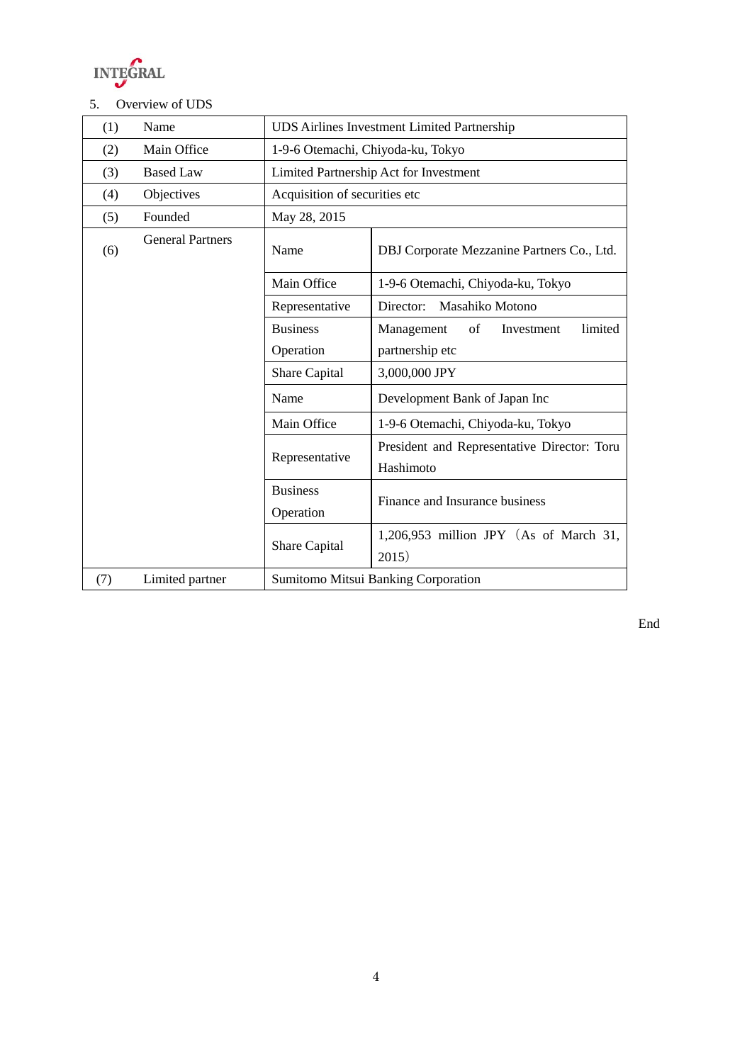5. Overview of UDS

| | | | |
|---|---|---|---|
| (1) | Name | UDS Airlines Investment Limited Partnership | |
| (2) | Main Office | 1-9-6 Otemachi, Chiyoda-ku, Tokyo | |
| (3) | Based Law | Limited Partnership Act for Investment | |
| (4) | Objectives | Acquisition of securities etc | |
| (5) | Founded | May 28, 2015 | |
| (6) | General Partners | Name | DBJ Corporate Mezzanine Partners Co., Ltd. |
| | | Main Office | 1-9-6 Otemachi, Chiyoda-ku, Tokyo |
| | | Representative | Director: Masahiko Motono |
| | | Business Operation | Management of Investment limited partnership etc |
| | | Share Capital | 3,000,000 JPY |
| | | Name | Development Bank of Japan Inc |
| | | Main Office | 1-9-6 Otemachi, Chiyoda-ku, Tokyo |
| | | Representative | President and Representative Director: Toru Hashimoto |
| | | Business Operation | Finance and Insurance business |
| | | Share Capital | 1,206,953 million JPY（As of March 31, 2015） |
| (7) | Limited partner | Sumitomo Mitsui Banking Corporation | |

End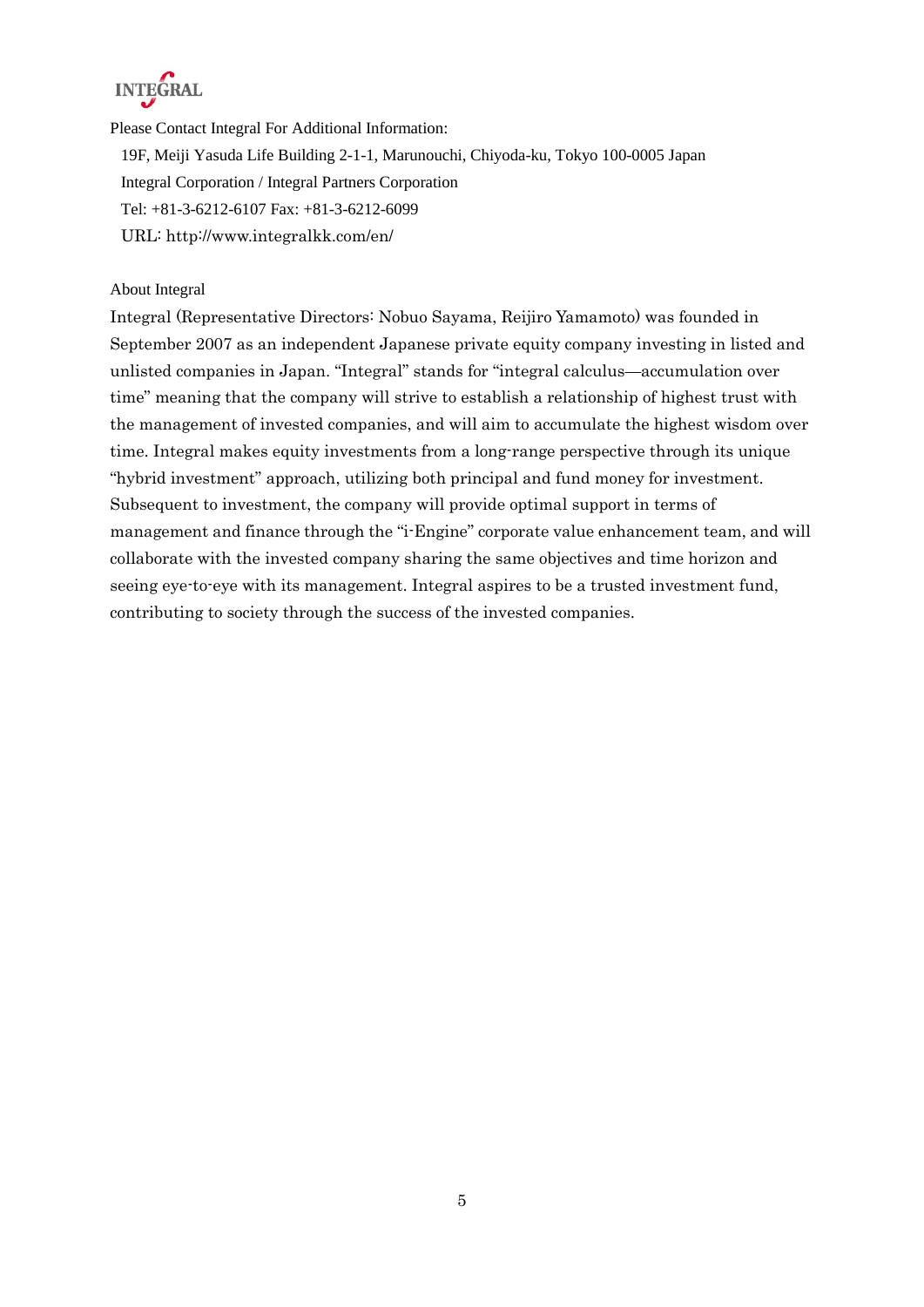INTEGRAL

Please Contact Integral For Additional Information:

19F, Meiji Yasuda Life Building 2-1-1, Marunouchi, Chiyoda-ku, Tokyo 100-0005 Japan
Integral Corporation / Integral Partners Corporation
Tel: +81-3-6212-6107 Fax: +81-3-6212-6099
URL: http://www.integralkk.com/en/

About Integral

Integral (Representative Directors: Nobuo Sayama, Reijiro Yamamoto) was founded in September 2007 as an independent Japanese private equity company investing in listed and unlisted companies in Japan. "Integral" stands for "integral calculus—accumulation over time" meaning that the company will strive to establish a relationship of highest trust with the management of invested companies, and will aim to accumulate the highest wisdom over time. Integral makes equity investments from a long-range perspective through its unique "hybrid investment" approach, utilizing both principal and fund money for investment. Subsequent to investment, the company will provide optimal support in terms of management and finance through the "i-Engine" corporate value enhancement team, and will collaborate with the invested company sharing the same objectives and time horizon and seeing eye-to-eye with its management. Integral aspires to be a trusted investment fund, contributing to society through the success of the invested companies.